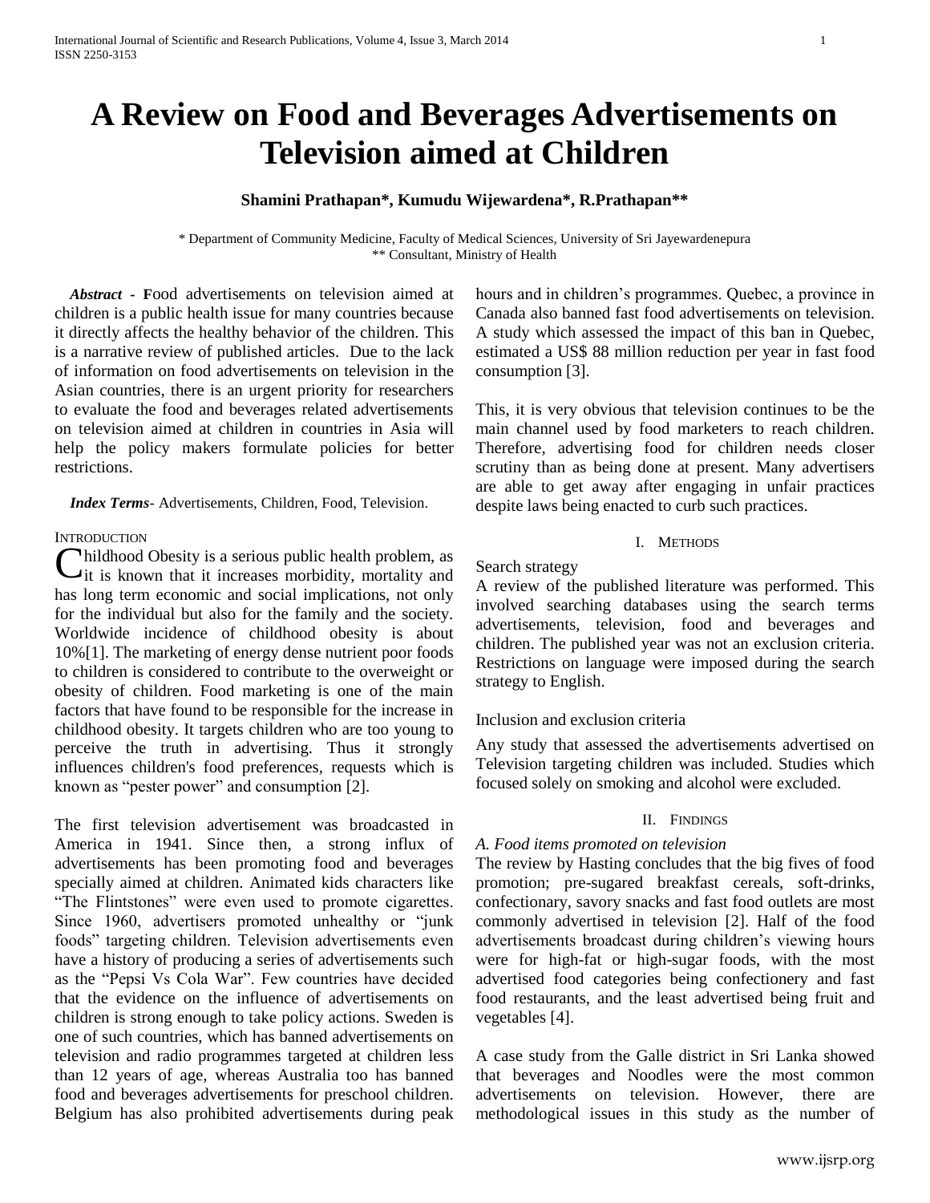# A Review on Food and Beverages Advertisements on Television aimed at Children

**Shamini Prathapan\*, Kumudu Wijewardena\*, R.Prathapan\*\***

\* Department of Community Medicine, Faculty of Medical Sciences, University of Sri Jayewardenepura
\*\* Consultant, Ministry of Health

***Abstract*** - **F**ood advertisements on television aimed at children is a public health issue for many countries because it directly affects the healthy behavior of the children. This is a narrative review of published articles. Due to the lack of information on food advertisements on television in the Asian countries, there is an urgent priority for researchers to evaluate the food and beverages related advertisements on television aimed at children in countries in Asia will help the policy makers formulate policies for better restrictions.

***Index Terms***- Advertisements, Children, Food, Television.

## Introduction

Childhood Obesity is a serious public health problem, as it is known that it increases morbidity, mortality and has long term economic and social implications, not only for the individual but also for the family and the society. Worldwide incidence of childhood obesity is about 10%[1]. The marketing of energy dense nutrient poor foods to children is considered to contribute to the overweight or obesity of children. Food marketing is one of the main factors that have found to be responsible for the increase in childhood obesity. It targets children who are too young to perceive the truth in advertising. Thus it strongly influences children's food preferences, requests which is known as "pester power" and consumption [2].

The first television advertisement was broadcasted in America in 1941. Since then, a strong influx of advertisements has been promoting food and beverages specially aimed at children. Animated kids characters like "The Flintstones" were even used to promote cigarettes. Since 1960, advertisers promoted unhealthy or "junk foods" targeting children. Television advertisements even have a history of producing a series of advertisements such as the "Pepsi Vs Cola War". Few countries have decided that the evidence on the influence of advertisements on children is strong enough to take policy actions. Sweden is one of such countries, which has banned advertisements on television and radio programmes targeted at children less than 12 years of age, whereas Australia too has banned food and beverages advertisements for preschool children. Belgium has also prohibited advertisements during peak hours and in children's programmes. Quebec, a province in Canada also banned fast food advertisements on television. A study which assessed the impact of this ban in Quebec, estimated a US$ 88 million reduction per year in fast food consumption [3].

This, it is very obvious that television continues to be the main channel used by food marketers to reach children. Therefore, advertising food for children needs closer scrutiny than as being done at present. Many advertisers are able to get away after engaging in unfair practices despite laws being enacted to curb such practices.

## I. Methods

Search strategy

A review of the published literature was performed. This involved searching databases using the search terms advertisements, television, food and beverages and children. The published year was not an exclusion criteria. Restrictions on language were imposed during the search strategy to English.

Inclusion and exclusion criteria

Any study that assessed the advertisements advertised on Television targeting children was included. Studies which focused solely on smoking and alcohol were excluded.

## II. Findings

### *A. Food items promoted on television*

The review by Hasting concludes that the big fives of food promotion; pre-sugared breakfast cereals, soft-drinks, confectionary, savory snacks and fast food outlets are most commonly advertised in television [2]. Half of the food advertisements broadcast during children's viewing hours were for high-fat or high-sugar foods, with the most advertised food categories being confectionery and fast food restaurants, and the least advertised being fruit and vegetables [4].

A case study from the Galle district in Sri Lanka showed that beverages and Noodles were the most common advertisements on television. However, there are methodological issues in this study as the number of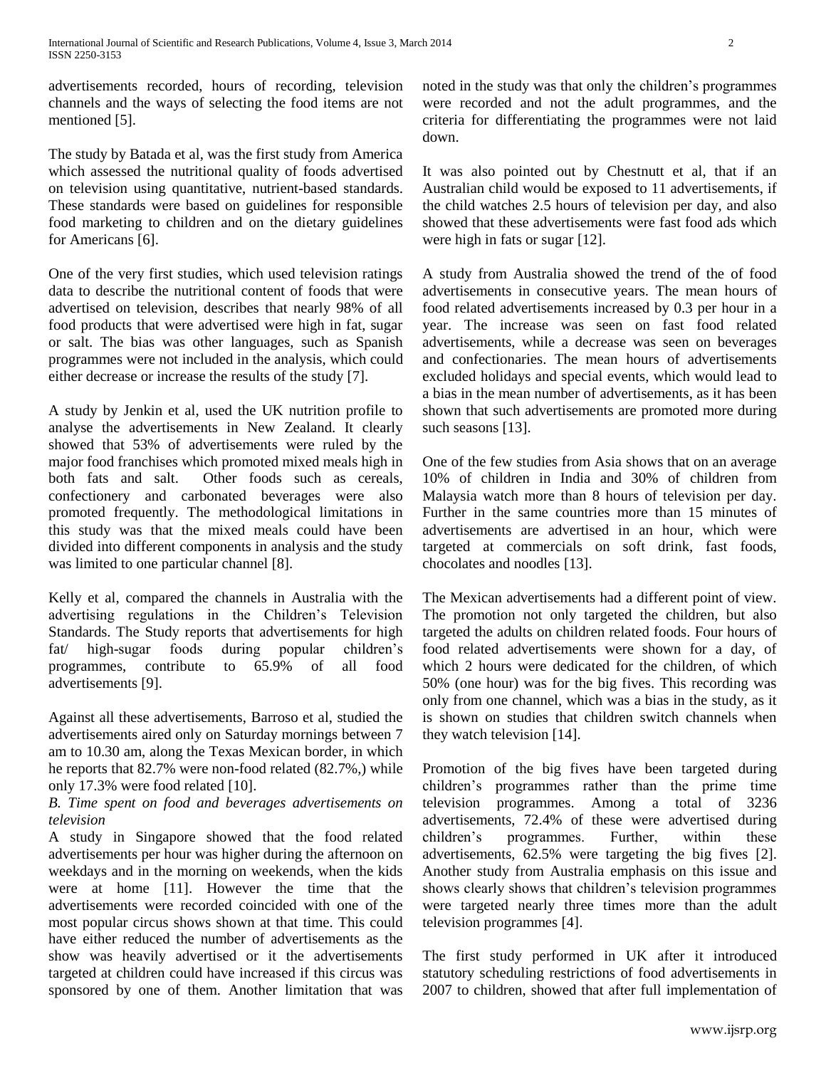advertisements recorded, hours of recording, television channels and the ways of selecting the food items are not mentioned [5].

The study by Batada et al, was the first study from America which assessed the nutritional quality of foods advertised on television using quantitative, nutrient-based standards. These standards were based on guidelines for responsible food marketing to children and on the dietary guidelines for Americans [6].

One of the very first studies, which used television ratings data to describe the nutritional content of foods that were advertised on television, describes that nearly 98% of all food products that were advertised were high in fat, sugar or salt. The bias was other languages, such as Spanish programmes were not included in the analysis, which could either decrease or increase the results of the study [7].

A study by Jenkin et al, used the UK nutrition profile to analyse the advertisements in New Zealand. It clearly showed that 53% of advertisements were ruled by the major food franchises which promoted mixed meals high in both fats and salt. Other foods such as cereals, confectionery and carbonated beverages were also promoted frequently. The methodological limitations in this study was that the mixed meals could have been divided into different components in analysis and the study was limited to one particular channel [8].

Kelly et al, compared the channels in Australia with the advertising regulations in the Children's Television Standards. The Study reports that advertisements for high fat/ high-sugar foods during popular children's programmes, contribute to 65.9% of all food advertisements [9].

Against all these advertisements, Barroso et al, studied the advertisements aired only on Saturday mornings between 7 am to 10.30 am, along the Texas Mexican border, in which he reports that 82.7% were non-food related (82.7%,) while only 17.3% were food related [10].

*B. Time spent on food and beverages advertisements on television*

A study in Singapore showed that the food related advertisements per hour was higher during the afternoon on weekdays and in the morning on weekends, when the kids were at home [11]. However the time that the advertisements were recorded coincided with one of the most popular circus shows shown at that time. This could have either reduced the number of advertisements as the show was heavily advertised or it the advertisements targeted at children could have increased if this circus was sponsored by one of them. Another limitation that was noted in the study was that only the children's programmes were recorded and not the adult programmes, and the criteria for differentiating the programmes were not laid down.

It was also pointed out by Chestnutt et al, that if an Australian child would be exposed to 11 advertisements, if the child watches 2.5 hours of television per day, and also showed that these advertisements were fast food ads which were high in fats or sugar [12].

A study from Australia showed the trend of the of food advertisements in consecutive years. The mean hours of food related advertisements increased by 0.3 per hour in a year. The increase was seen on fast food related advertisements, while a decrease was seen on beverages and confectionaries. The mean hours of advertisements excluded holidays and special events, which would lead to a bias in the mean number of advertisements, as it has been shown that such advertisements are promoted more during such seasons [13].

One of the few studies from Asia shows that on an average 10% of children in India and 30% of children from Malaysia watch more than 8 hours of television per day. Further in the same countries more than 15 minutes of advertisements are advertised in an hour, which were targeted at commercials on soft drink, fast foods, chocolates and noodles [13].

The Mexican advertisements had a different point of view. The promotion not only targeted the children, but also targeted the adults on children related foods. Four hours of food related advertisements were shown for a day, of which 2 hours were dedicated for the children, of which 50% (one hour) was for the big fives. This recording was only from one channel, which was a bias in the study, as it is shown on studies that children switch channels when they watch television [14].

Promotion of the big fives have been targeted during children's programmes rather than the prime time television programmes. Among a total of 3236 advertisements, 72.4% of these were advertised during children's programmes. Further, within these advertisements, 62.5% were targeting the big fives [2]. Another study from Australia emphasis on this issue and shows clearly shows that children's television programmes were targeted nearly three times more than the adult television programmes [4].

The first study performed in UK after it introduced statutory scheduling restrictions of food advertisements in 2007 to children, showed that after full implementation of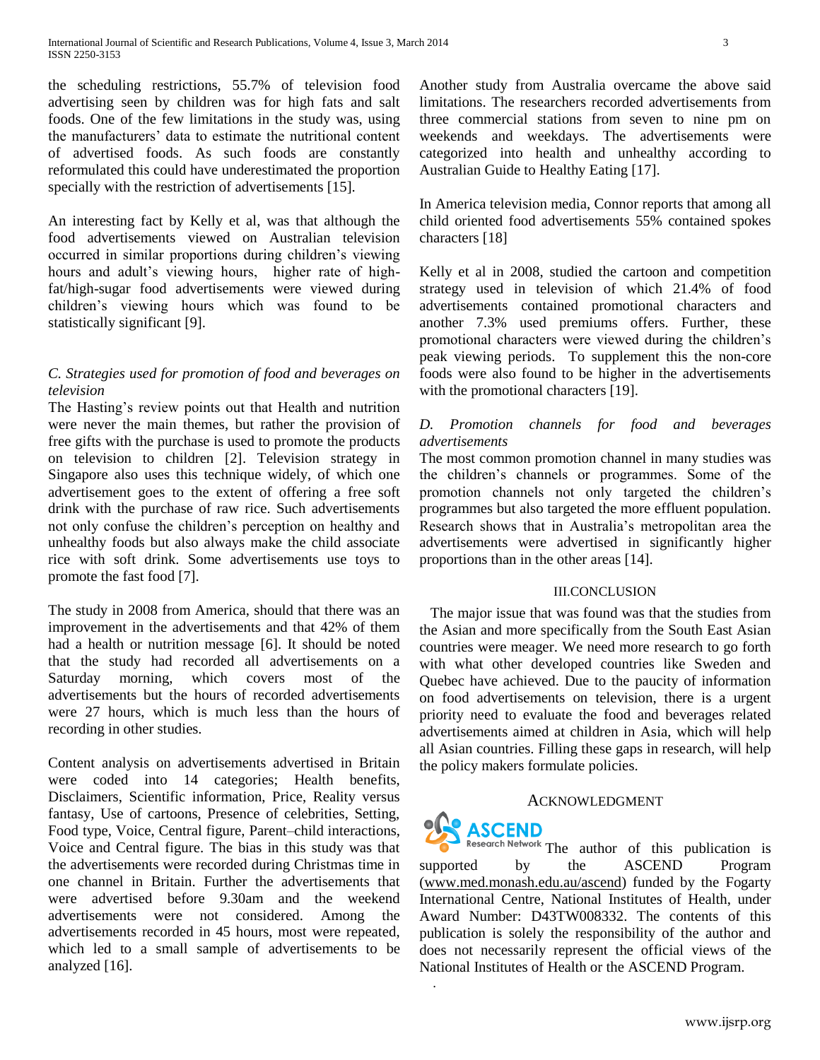the scheduling restrictions, 55.7% of television food advertising seen by children was for high fats and salt foods. One of the few limitations in the study was, using the manufacturers' data to estimate the nutritional content of advertised foods. As such foods are constantly reformulated this could have underestimated the proportion specially with the restriction of advertisements [15].

An interesting fact by Kelly et al, was that although the food advertisements viewed on Australian television occurred in similar proportions during children's viewing hours and adult's viewing hours, higher rate of high-fat/high-sugar food advertisements were viewed during children's viewing hours which was found to be statistically significant [9].

### *C. Strategies used for promotion of food and beverages on television*

The Hasting's review points out that Health and nutrition were never the main themes, but rather the provision of free gifts with the purchase is used to promote the products on television to children [2]. Television strategy in Singapore also uses this technique widely, of which one advertisement goes to the extent of offering a free soft drink with the purchase of raw rice. Such advertisements not only confuse the children's perception on healthy and unhealthy foods but also always make the child associate rice with soft drink. Some advertisements use toys to promote the fast food [7].

The study in 2008 from America, should that there was an improvement in the advertisements and that 42% of them had a health or nutrition message [6]. It should be noted that the study had recorded all advertisements on a Saturday morning, which covers most of the advertisements but the hours of recorded advertisements were 27 hours, which is much less than the hours of recording in other studies.

Content analysis on advertisements advertised in Britain were coded into 14 categories; Health benefits, Disclaimers, Scientific information, Price, Reality versus fantasy, Use of cartoons, Presence of celebrities, Setting, Food type, Voice, Central figure, Parent–child interactions, Voice and Central figure. The bias in this study was that the advertisements were recorded during Christmas time in one channel in Britain. Further the advertisements that were advertised before 9.30am and the weekend advertisements were not considered. Among the advertisements recorded in 45 hours, most were repeated, which led to a small sample of advertisements to be analyzed [16].

Another study from Australia overcame the above said limitations. The researchers recorded advertisements from three commercial stations from seven to nine pm on weekends and weekdays. The advertisements were categorized into health and unhealthy according to Australian Guide to Healthy Eating [17].

In America television media, Connor reports that among all child oriented food advertisements 55% contained spokes characters [18]

Kelly et al in 2008, studied the cartoon and competition strategy used in television of which 21.4% of food advertisements contained promotional characters and another 7.3% used premiums offers. Further, these promotional characters were viewed during the children's peak viewing periods. To supplement this the non-core foods were also found to be higher in the advertisements with the promotional characters [19].

### *D. Promotion channels for food and beverages advertisements*

The most common promotion channel in many studies was the children's channels or programmes. Some of the promotion channels not only targeted the children's programmes but also targeted the more effluent population. Research shows that in Australia's metropolitan area the advertisements were advertised in significantly higher proportions than in the other areas [14].

## III. Conclusion

The major issue that was found was that the studies from the Asian and more specifically from the South East Asian countries were meager. We need more research to go forth with what other developed countries like Sweden and Quebec have achieved. Due to the paucity of information on food advertisements on television, there is a urgent priority need to evaluate the food and beverages related advertisements aimed at children in Asia, which will help all Asian countries. Filling these gaps in research, will help the policy makers formulate policies.

## Acknowledgment

ASCEND Research Network The author of this publication is supported by the ASCEND Program (www.med.monash.edu.au/ascend) funded by the Fogarty International Centre, National Institutes of Health, under Award Number: D43TW008332. The contents of this publication is solely the responsibility of the author and does not necessarily represent the official views of the National Institutes of Health or the ASCEND Program.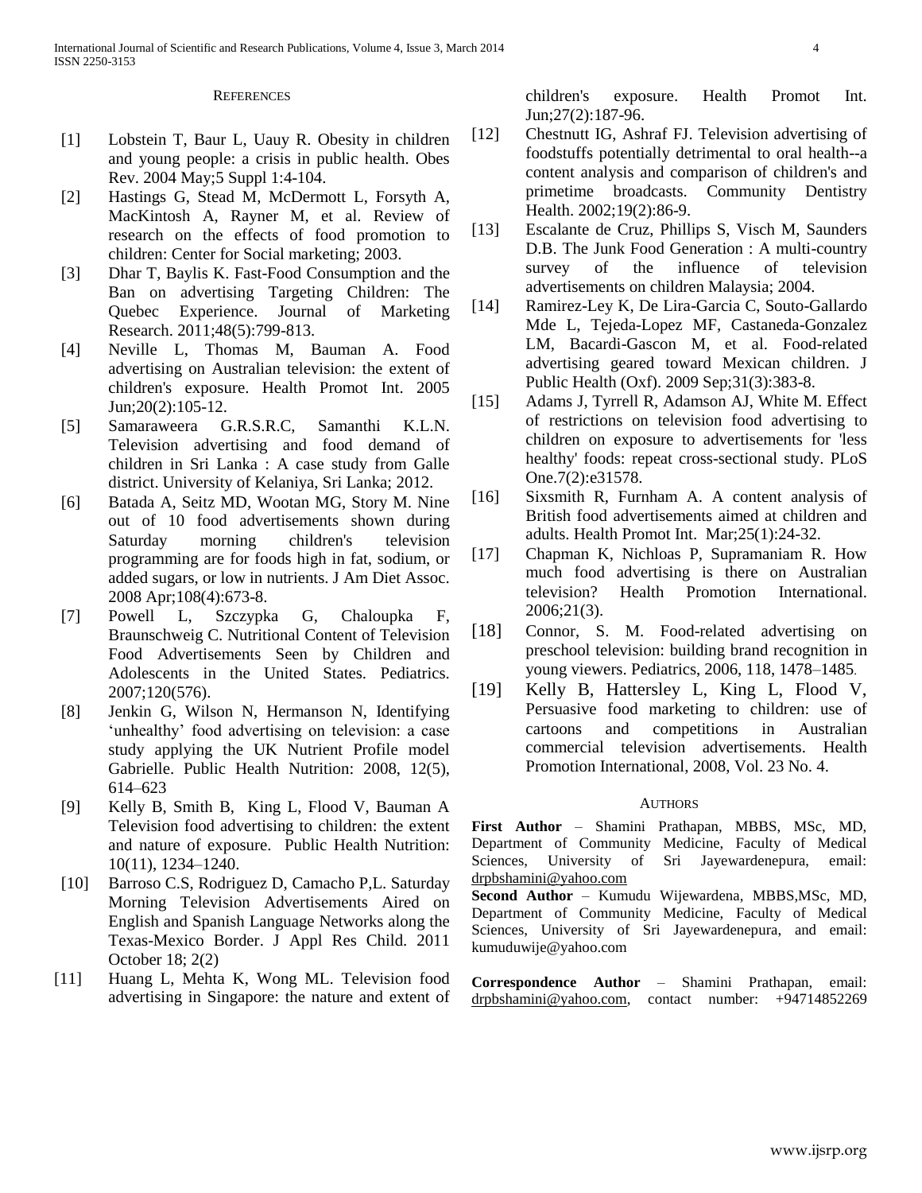## REFERENCES

[1] Lobstein T, Baur L, Uauy R. Obesity in children and young people: a crisis in public health. Obes Rev. 2004 May;5 Suppl 1:4-104.

[2] Hastings G, Stead M, McDermott L, Forsyth A, MacKintosh A, Rayner M, et al. Review of research on the effects of food promotion to children: Center for Social marketing; 2003.

[3] Dhar T, Baylis K. Fast-Food Consumption and the Ban on advertising Targeting Children: The Quebec Experience. Journal of Marketing Research. 2011;48(5):799-813.

[4] Neville L, Thomas M, Bauman A. Food advertising on Australian television: the extent of children's exposure. Health Promot Int. 2005 Jun;20(2):105-12.

[5] Samaraweera G.R.S.R.C, Samanthi K.L.N. Television advertising and food demand of children in Sri Lanka : A case study from Galle district. University of Kelaniya, Sri Lanka; 2012.

[6] Batada A, Seitz MD, Wootan MG, Story M. Nine out of 10 food advertisements shown during Saturday morning children's television programming are for foods high in fat, sodium, or added sugars, or low in nutrients. J Am Diet Assoc. 2008 Apr;108(4):673-8.

[7] Powell L, Szczypka G, Chaloupka F, Braunschweig C. Nutritional Content of Television Food Advertisements Seen by Children and Adolescents in the United States. Pediatrics. 2007;120(576).

[8] Jenkin G, Wilson N, Hermanson N, Identifying 'unhealthy' food advertising on television: a case study applying the UK Nutrient Profile model Gabrielle. Public Health Nutrition: 2008, 12(5), 614–623

[9] Kelly B, Smith B, King L, Flood V, Bauman A Television food advertising to children: the extent and nature of exposure. Public Health Nutrition: 10(11), 1234–1240.

[10] Barroso C.S, Rodriguez D, Camacho P,L. Saturday Morning Television Advertisements Aired on English and Spanish Language Networks along the Texas-Mexico Border. J Appl Res Child. 2011 October 18; 2(2)

[11] Huang L, Mehta K, Wong ML. Television food advertising in Singapore: the nature and extent of children's exposure. Health Promot Int. Jun;27(2):187-96.

[12] Chestnutt IG, Ashraf FJ. Television advertising of foodstuffs potentially detrimental to oral health--a content analysis and comparison of children's and primetime broadcasts. Community Dentistry Health. 2002;19(2):86-9.

[13] Escalante de Cruz, Phillips S, Visch M, Saunders D.B. The Junk Food Generation : A multi-country survey of the influence of television advertisements on children Malaysia; 2004.

[14] Ramirez-Ley K, De Lira-Garcia C, Souto-Gallardo Mde L, Tejeda-Lopez MF, Castaneda-Gonzalez LM, Bacardi-Gascon M, et al. Food-related advertising geared toward Mexican children. J Public Health (Oxf). 2009 Sep;31(3):383-8.

[15] Adams J, Tyrrell R, Adamson AJ, White M. Effect of restrictions on television food advertising to children on exposure to advertisements for 'less healthy' foods: repeat cross-sectional study. PLoS One.7(2):e31578.

[16] Sixsmith R, Furnham A. A content analysis of British food advertisements aimed at children and adults. Health Promot Int. Mar;25(1):24-32.

[17] Chapman K, Nichloas P, Supramaniam R. How much food advertising is there on Australian television? Health Promotion International. 2006;21(3).

[18] Connor, S. M. Food-related advertising on preschool television: building brand recognition in young viewers. Pediatrics, 2006, 118, 1478–1485.

[19] Kelly B, Hattersley L, King L, Flood V, Persuasive food marketing to children: use of cartoons and competitions in Australian commercial television advertisements. Health Promotion International, 2008, Vol. 23 No. 4.

## AUTHORS

**First Author** – Shamini Prathapan, MBBS, MSc, MD, Department of Community Medicine, Faculty of Medical Sciences, University of Sri Jayewardenepura, email: drpbshamini@yahoo.com

**Second Author** – Kumudu Wijewardena, MBBS,MSc, MD, Department of Community Medicine, Faculty of Medical Sciences, University of Sri Jayewardenepura, and email: kumuduwije@yahoo.com

**Correspondence Author** – Shamini Prathapan, email: drpbshamini@yahoo.com, contact number: +94714852269